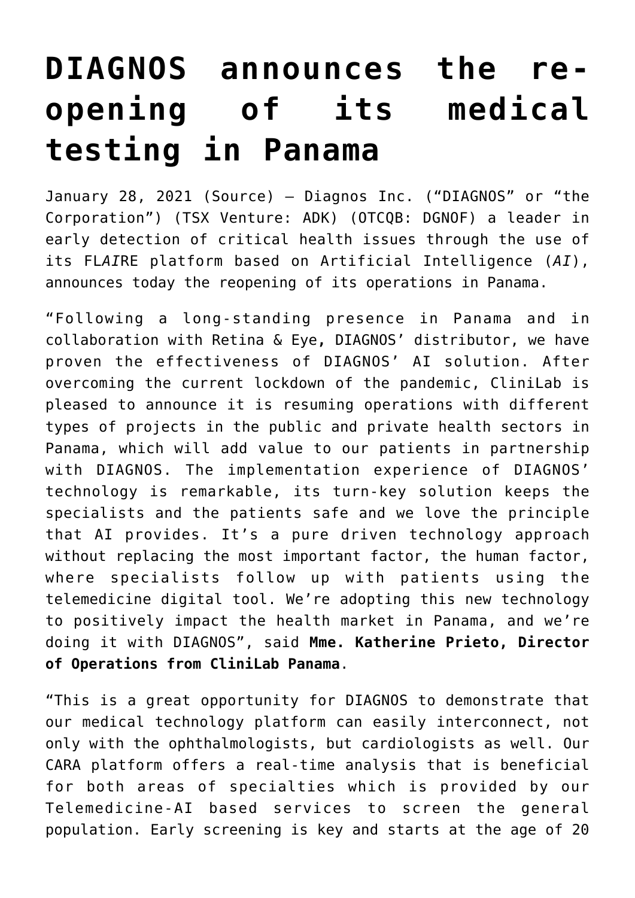# DIAGNOS announces the re-opening of its medical testing in Panama

January 28, 2021 (Source) — Diagnos Inc. ("DIAGNOS" or "the Corporation") (TSX Venture: ADK) (OTCQB: DGNOF) a leader in early detection of critical health issues through the use of its FL*AI*RE platform based on Artificial Intelligence (*AI*), announces today the reopening of its operations in Panama.

"Following a long-standing presence in Panama and in collaboration with Retina & Eye**,** DIAGNOS' distributor, we have proven the effectiveness of DIAGNOS' AI solution. After overcoming the current lockdown of the pandemic, CliniLab is pleased to announce it is resuming operations with different types of projects in the public and private health sectors in Panama, which will add value to our patients in partnership with DIAGNOS. The implementation experience of DIAGNOS' technology is remarkable, its turn-key solution keeps the specialists and the patients safe and we love the principle that AI provides. It's a pure driven technology approach without replacing the most important factor, the human factor, where specialists follow up with patients using the telemedicine digital tool. We're adopting this new technology to positively impact the health market in Panama, and we're doing it with DIAGNOS", said **Mme. Katherine Prieto, Director of Operations from CliniLab Panama**.

"This is a great opportunity for DIAGNOS to demonstrate that our medical technology platform can easily interconnect, not only with the ophthalmologists, but cardiologists as well. Our CARA platform offers a real-time analysis that is beneficial for both areas of specialties which is provided by our Telemedicine-AI based services to screen the general population. Early screening is key and starts at the age of 20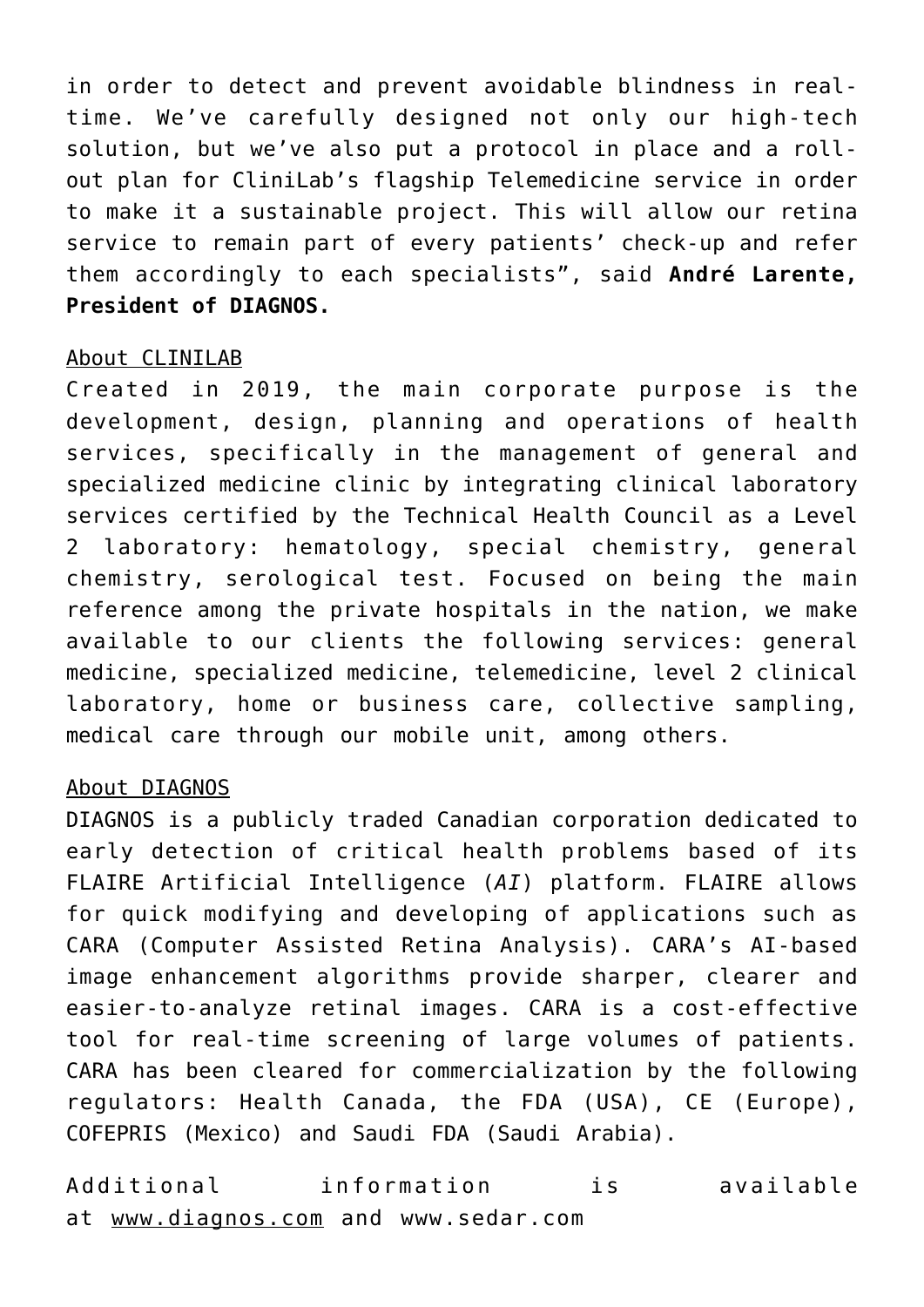in order to detect and prevent avoidable blindness in real-time. We've carefully designed not only our high-tech solution, but we've also put a protocol in place and a roll-out plan for CliniLab's flagship Telemedicine service in order to make it a sustainable project. This will allow our retina service to remain part of every patients' check-up and refer them accordingly to each specialists", said **André Larente, President of DIAGNOS.**

<u>About CLINILAB</u>
Created in 2019, the main corporate purpose is the development, design, planning and operations of health services, specifically in the management of general and specialized medicine clinic by integrating clinical laboratory services certified by the Technical Health Council as a Level 2 laboratory: hematology, special chemistry, general chemistry, serological test. Focused on being the main reference among the private hospitals in the nation, we make available to our clients the following services: general medicine, specialized medicine, telemedicine, level 2 clinical laboratory, home or business care, collective sampling, medical care through our mobile unit, among others.

<u>About DIAGNOS</u>
DIAGNOS is a publicly traded Canadian corporation dedicated to early detection of critical health problems based of its FLAIRE Artificial Intelligence (*AI*) platform. FLAIRE allows for quick modifying and developing of applications such as CARA (Computer Assisted Retina Analysis). CARA's AI-based image enhancement algorithms provide sharper, clearer and easier-to-analyze retinal images. CARA is a cost-effective tool for real-time screening of large volumes of patients. CARA has been cleared for commercialization by the following regulators: Health Canada, the FDA (USA), CE (Europe), COFEPRIS (Mexico) and Saudi FDA (Saudi Arabia).

Additional information is available at [www.diagnos.com](http://www.diagnos.com) and www.sedar.com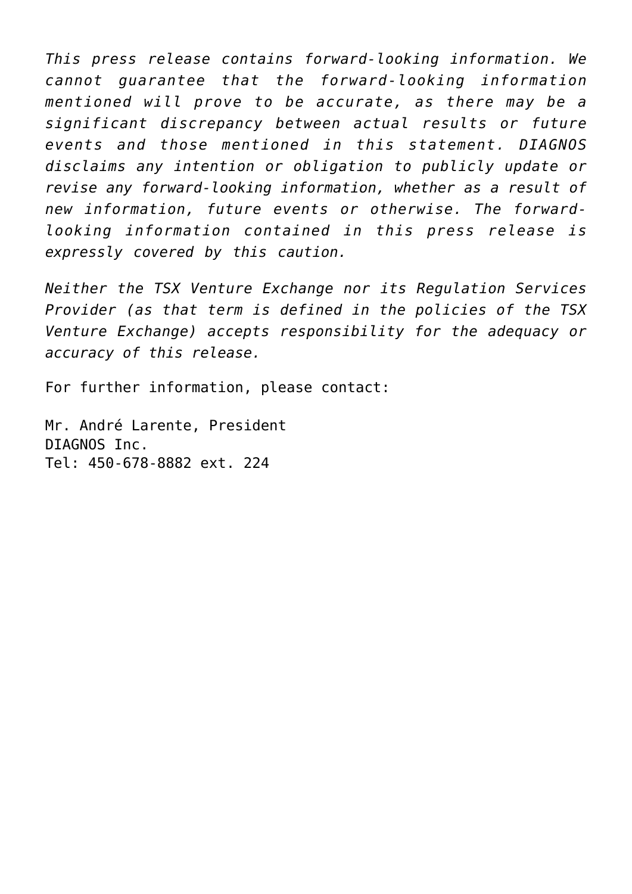*This press release contains forward-looking information. We cannot guarantee that the forward-looking information mentioned will prove to be accurate, as there may be a significant discrepancy between actual results or future events and those mentioned in this statement. DIAGNOS disclaims any intention or obligation to publicly update or revise any forward-looking information, whether as a result of new information, future events or otherwise. The forward-looking information contained in this press release is expressly covered by this caution.*

*Neither the TSX Venture Exchange nor its Regulation Services Provider (as that term is defined in the policies of the TSX Venture Exchange) accepts responsibility for the adequacy or accuracy of this release.*

For further information, please contact:

Mr. André Larente, President
DIAGNOS Inc.
Tel: 450-678-8882 ext. 224